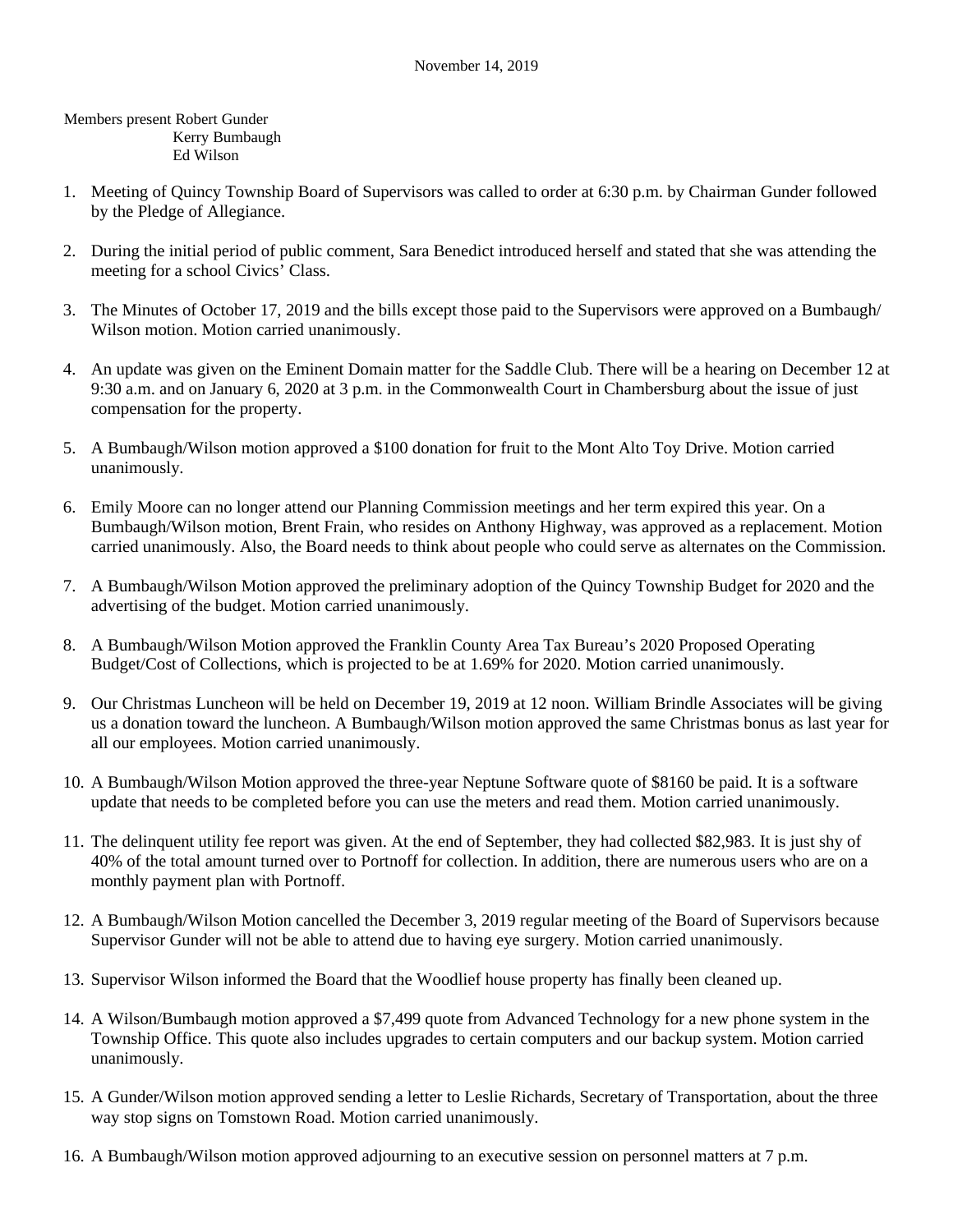November 14, 2019

Members present Robert Gunder
Kerry Bumbaugh
Ed Wilson

1. Meeting of Quincy Township Board of Supervisors was called to order at 6:30 p.m. by Chairman Gunder followed by the Pledge of Allegiance.

2. During the initial period of public comment, Sara Benedict introduced herself and stated that she was attending the meeting for a school Civics' Class.

3. The Minutes of October 17, 2019 and the bills except those paid to the Supervisors were approved on a Bumbaugh/ Wilson motion. Motion carried unanimously.

4. An update was given on the Eminent Domain matter for the Saddle Club. There will be a hearing on December 12 at 9:30 a.m. and on January 6, 2020 at 3 p.m. in the Commonwealth Court in Chambersburg about the issue of just compensation for the property.

5. A Bumbaugh/Wilson motion approved a $100 donation for fruit to the Mont Alto Toy Drive. Motion carried unanimously.

6. Emily Moore can no longer attend our Planning Commission meetings and her term expired this year. On a Bumbaugh/Wilson motion, Brent Frain, who resides on Anthony Highway, was approved as a replacement. Motion carried unanimously. Also, the Board needs to think about people who could serve as alternates on the Commission.

7. A Bumbaugh/Wilson Motion approved the preliminary adoption of the Quincy Township Budget for 2020 and the advertising of the budget. Motion carried unanimously.

8. A Bumbaugh/Wilson Motion approved the Franklin County Area Tax Bureau's 2020 Proposed Operating Budget/Cost of Collections, which is projected to be at 1.69% for 2020. Motion carried unanimously.

9. Our Christmas Luncheon will be held on December 19, 2019 at 12 noon. William Brindle Associates will be giving us a donation toward the luncheon. A Bumbaugh/Wilson motion approved the same Christmas bonus as last year for all our employees. Motion carried unanimously.

10. A Bumbaugh/Wilson Motion approved the three-year Neptune Software quote of $8160 be paid. It is a software update that needs to be completed before you can use the meters and read them. Motion carried unanimously.

11. The delinquent utility fee report was given. At the end of September, they had collected $82,983. It is just shy of 40% of the total amount turned over to Portnoff for collection. In addition, there are numerous users who are on a monthly payment plan with Portnoff.

12. A Bumbaugh/Wilson Motion cancelled the December 3, 2019 regular meeting of the Board of Supervisors because Supervisor Gunder will not be able to attend due to having eye surgery. Motion carried unanimously.

13. Supervisor Wilson informed the Board that the Woodlief house property has finally been cleaned up.

14. A Wilson/Bumbaugh motion approved a $7,499 quote from Advanced Technology for a new phone system in the Township Office. This quote also includes upgrades to certain computers and our backup system. Motion carried unanimously.

15. A Gunder/Wilson motion approved sending a letter to Leslie Richards, Secretary of Transportation, about the three way stop signs on Tomstown Road. Motion carried unanimously.

16. A Bumbaugh/Wilson motion approved adjourning to an executive session on personnel matters at 7 p.m.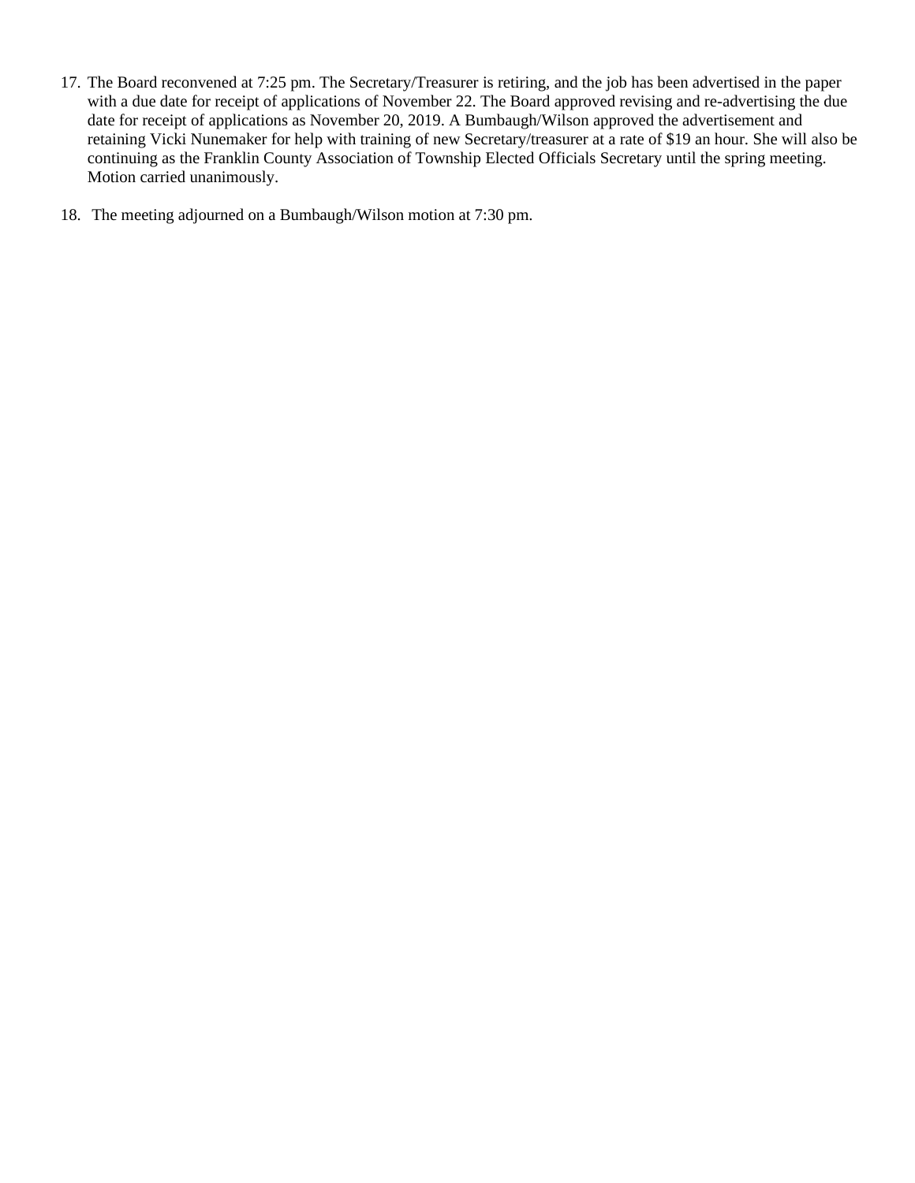17. The Board reconvened at 7:25 pm. The Secretary/Treasurer is retiring, and the job has been advertised in the paper with a due date for receipt of applications of November 22. The Board approved revising and re-advertising the due date for receipt of applications as November 20, 2019. A Bumbaugh/Wilson approved the advertisement and retaining Vicki Nunemaker for help with training of new Secretary/treasurer at a rate of $19 an hour. She will also be continuing as the Franklin County Association of Township Elected Officials Secretary until the spring meeting. Motion carried unanimously.

18. The meeting adjourned on a Bumbaugh/Wilson motion at 7:30 pm.